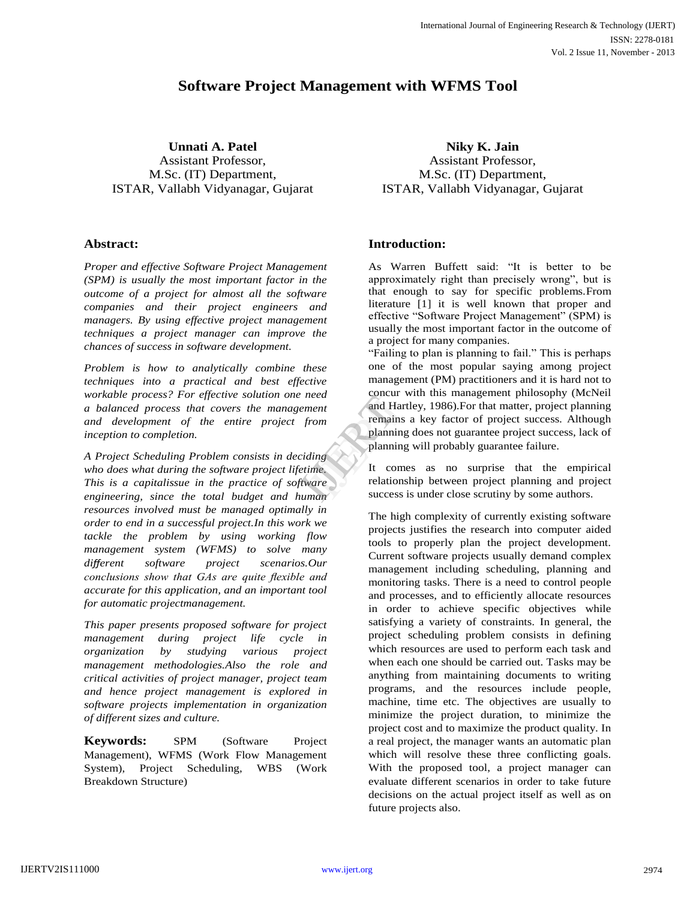# Software Project Management with WFMS Tool

**Unnati A. Patel**
Assistant Professor,
M.Sc. (IT) Department,
ISTAR, Vallabh Vidyanagar, Gujarat

**Niky K. Jain**
Assistant Professor,
M.Sc. (IT) Department,
ISTAR, Vallabh Vidyanagar, Gujarat

## Abstract:

*Proper and effective Software Project Management (SPM) is usually the most important factor in the outcome of a project for almost all the software companies and their project engineers and managers. By using effective project management techniques a project manager can improve the chances of success in software development.*

*Problem is how to analytically combine these techniques into a practical and best effective workable process? For effective solution one need a balanced process that covers the management and development of the entire project from inception to completion.*

*A Project Scheduling Problem consists in deciding who does what during the software project lifetime. This is a capitalissue in the practice of software engineering, since the total budget and human resources involved must be managed optimally in order to end in a successful project.In this work we tackle the problem by using working flow management system (WFMS) to solve many different software project scenarios.Our conclusions show that GAs are quite flexible and accurate for this application, and an important tool for automatic projectmanagement.*

*This paper presents proposed software for project management during project life cycle in organization by studying various project management methodologies.Also the role and critical activities of project manager, project team and hence project management is explored in software projects implementation in organization of different sizes and culture.*

**Keywords:** SPM (Software Project Management), WFMS (Work Flow Management System), Project Scheduling, WBS (Work Breakdown Structure)

## Introduction:

As Warren Buffett said: "It is better to be approximately right than precisely wrong", but is that enough to say for specific problems.From literature [1] it is well known that proper and effective "Software Project Management" (SPM) is usually the most important factor in the outcome of a project for many companies.
"Failing to plan is planning to fail." This is perhaps one of the most popular saying among project management (PM) practitioners and it is hard not to concur with this management philosophy (McNeil and Hartley, 1986).For that matter, project planning remains a key factor of project success. Although planning does not guarantee project success, lack of planning will probably guarantee failure.

It comes as no surprise that the empirical relationship between project planning and project success is under close scrutiny by some authors.

The high complexity of currently existing software projects justifies the research into computer aided tools to properly plan the project development. Current software projects usually demand complex management including scheduling, planning and monitoring tasks. There is a need to control people and processes, and to efficiently allocate resources in order to achieve specific objectives while satisfying a variety of constraints. In general, the project scheduling problem consists in defining which resources are used to perform each task and when each one should be carried out. Tasks may be anything from maintaining documents to writing programs, and the resources include people, machine, time etc. The objectives are usually to minimize the project duration, to minimize the project cost and to maximize the product quality. In a real project, the manager wants an automatic plan which will resolve these three conflicting goals. With the proposed tool, a project manager can evaluate different scenarios in order to take future decisions on the actual project itself as well as on future projects also.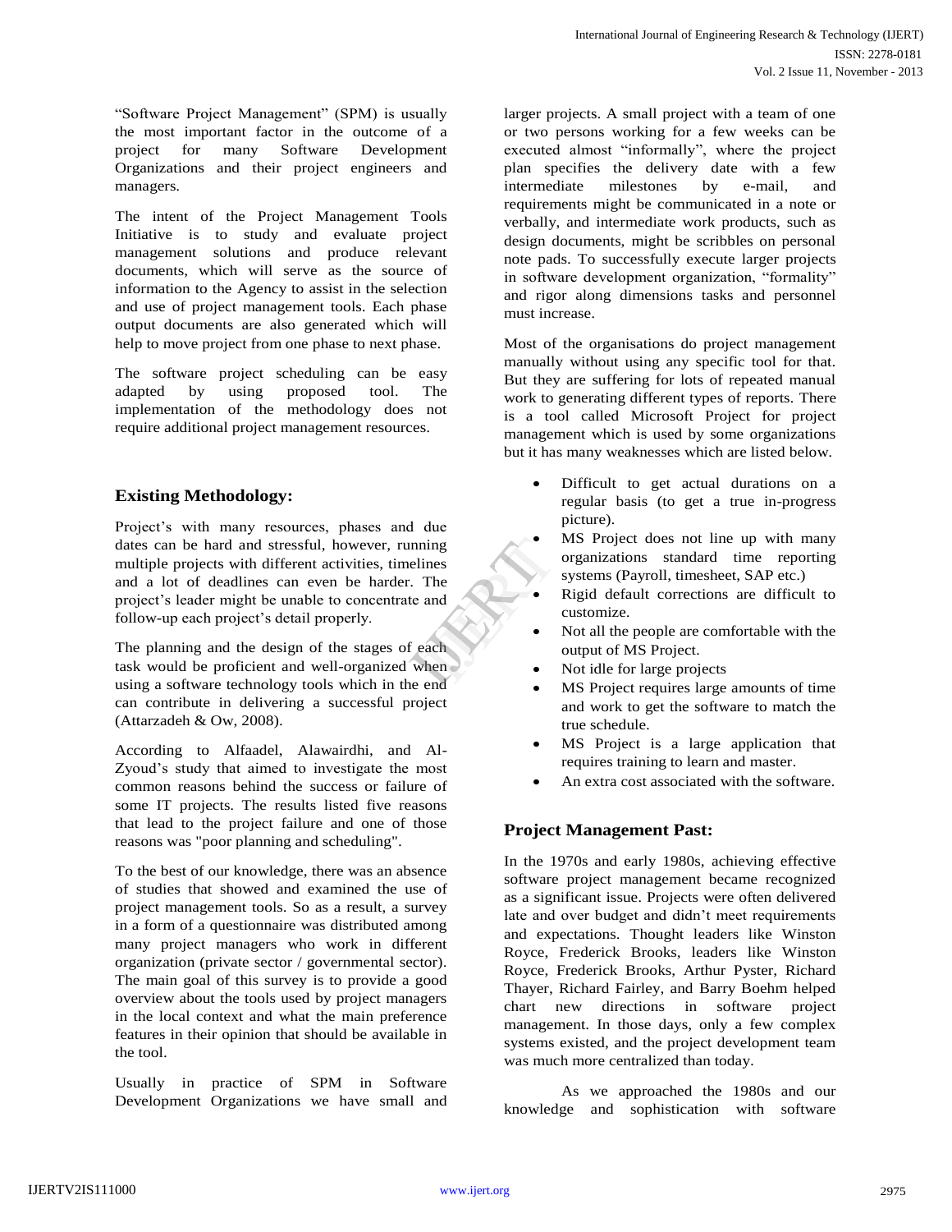"Software Project Management" (SPM) is usually the most important factor in the outcome of a project for many Software Development Organizations and their project engineers and managers.

The intent of the Project Management Tools Initiative is to study and evaluate project management solutions and produce relevant documents, which will serve as the source of information to the Agency to assist in the selection and use of project management tools. Each phase output documents are also generated which will help to move project from one phase to next phase.

The software project scheduling can be easy adapted by using proposed tool. The implementation of the methodology does not require additional project management resources.

## Existing Methodology:

Project's with many resources, phases and due dates can be hard and stressful, however, running multiple projects with different activities, timelines and a lot of deadlines can even be harder. The project's leader might be unable to concentrate and follow-up each project's detail properly.

The planning and the design of the stages of each task would be proficient and well-organized when using a software technology tools which in the end can contribute in delivering a successful project (Attarzadeh & Ow, 2008).

According to Alfaadel, Alawairdhi, and Al-Zyoud's study that aimed to investigate the most common reasons behind the success or failure of some IT projects. The results listed five reasons that lead to the project failure and one of those reasons was "poor planning and scheduling".

To the best of our knowledge, there was an absence of studies that showed and examined the use of project management tools. So as a result, a survey in a form of a questionnaire was distributed among many project managers who work in different organization (private sector / governmental sector). The main goal of this survey is to provide a good overview about the tools used by project managers in the local context and what the main preference features in their opinion that should be available in the tool.

Usually in practice of SPM in Software Development Organizations we have small and larger projects. A small project with a team of one or two persons working for a few weeks can be executed almost "informally", where the project plan specifies the delivery date with a few intermediate milestones by e-mail, and requirements might be communicated in a note or verbally, and intermediate work products, such as design documents, might be scribbles on personal note pads. To successfully execute larger projects in software development organization, "formality" and rigor along dimensions tasks and personnel must increase.

Most of the organisations do project management manually without using any specific tool for that. But they are suffering for lots of repeated manual work to generating different types of reports. There is a tool called Microsoft Project for project management which is used by some organizations but it has many weaknesses which are listed below.

- Difficult to get actual durations on a regular basis (to get a true in-progress picture).
- MS Project does not line up with many organizations standard time reporting systems (Payroll, timesheet, SAP etc.)
- Rigid default corrections are difficult to customize.
- Not all the people are comfortable with the output of MS Project.
- Not idle for large projects
- MS Project requires large amounts of time and work to get the software to match the true schedule.
- MS Project is a large application that requires training to learn and master.
- An extra cost associated with the software.

## Project Management Past:

In the 1970s and early 1980s, achieving effective software project management became recognized as a significant issue. Projects were often delivered late and over budget and didn't meet requirements and expectations. Thought leaders like Winston Royce, Frederick Brooks, leaders like Winston Royce, Frederick Brooks, Arthur Pyster, Richard Thayer, Richard Fairley, and Barry Boehm helped chart new directions in software project management. In those days, only a few complex systems existed, and the project development team was much more centralized than today.

As we approached the 1980s and our knowledge and sophistication with software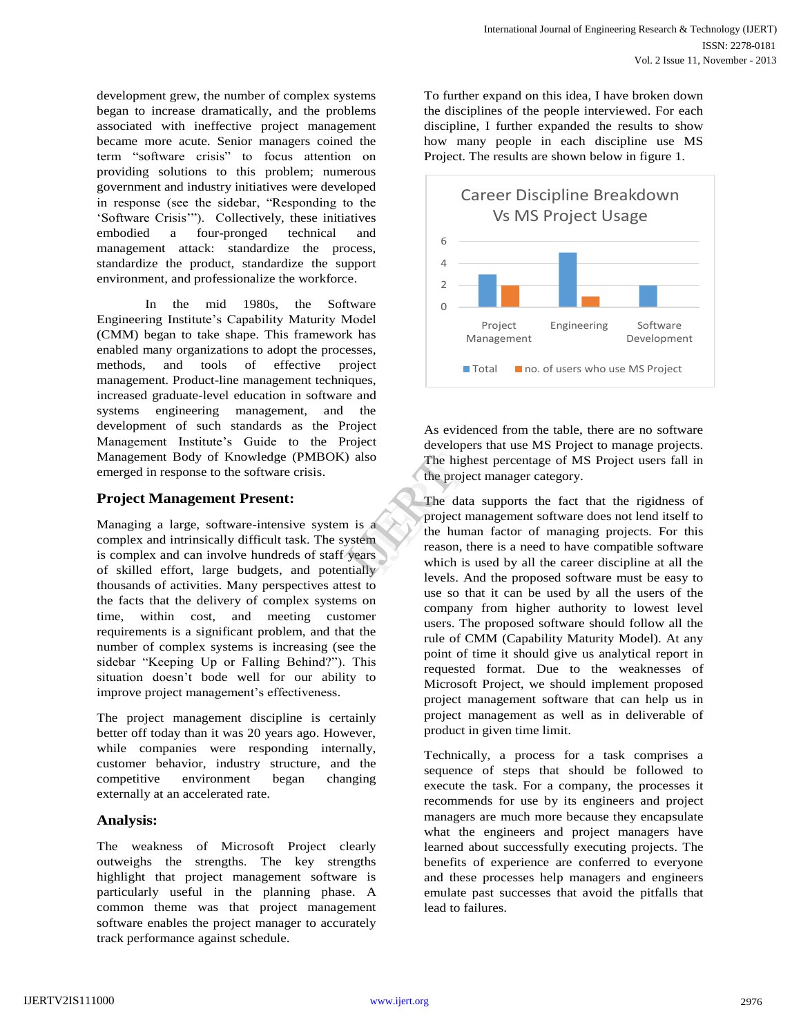development grew, the number of complex systems began to increase dramatically, and the problems associated with ineffective project management became more acute. Senior managers coined the term "software crisis" to focus attention on providing solutions to this problem; numerous government and industry initiatives were developed in response (see the sidebar, "Responding to the 'Software Crisis'"). Collectively, these initiatives embodied a four-pronged technical and management attack: standardize the process, standardize the product, standardize the support environment, and professionalize the workforce.

In the mid 1980s, the Software Engineering Institute's Capability Maturity Model (CMM) began to take shape. This framework has enabled many organizations to adopt the processes, methods, and tools of effective project management. Product-line management techniques, increased graduate-level education in software and systems engineering management, and the development of such standards as the Project Management Institute's Guide to the Project Management Body of Knowledge (PMBOK) also emerged in response to the software crisis.

## Project Management Present:

Managing a large, software-intensive system is a complex and intrinsically difficult task. The system is complex and can involve hundreds of staff years of skilled effort, large budgets, and potentially thousands of activities. Many perspectives attest to the facts that the delivery of complex systems on time, within cost, and meeting customer requirements is a significant problem, and that the number of complex systems is increasing (see the sidebar "Keeping Up or Falling Behind?"). This situation doesn't bode well for our ability to improve project management's effectiveness.

The project management discipline is certainly better off today than it was 20 years ago. However, while companies were responding internally, customer behavior, industry structure, and the competitive environment began changing externally at an accelerated rate.

## Analysis:

The weakness of Microsoft Project clearly outweighs the strengths. The key strengths highlight that project management software is particularly useful in the planning phase. A common theme was that project management software enables the project manager to accurately track performance against schedule.

To further expand on this idea, I have broken down the disciplines of the people interviewed. For each discipline, I further expanded the results to show how many people in each discipline use MS Project. The results are shown below in figure 1.

**Career Discipline Breakdown Vs MS Project Usage**

| Discipline | Total | no. of users who use MS Project |
|---|---|---|
| Project Management | 3 | 2 |
| Engineering | 5 | 1 |
| Software Development | 2 | 0 |

As evidenced from the table, there are no software developers that use MS Project to manage projects. The highest percentage of MS Project users fall in the project manager category.

The data supports the fact that the rigidness of project management software does not lend itself to the human factor of managing projects. For this reason, there is a need to have compatible software which is used by all the career discipline at all the levels. And the proposed software must be easy to use so that it can be used by all the users of the company from higher authority to lowest level users. The proposed software should follow all the rule of CMM (Capability Maturity Model). At any point of time it should give us analytical report in requested format. Due to the weaknesses of Microsoft Project, we should implement proposed project management software that can help us in project management as well as in deliverable of product in given time limit.

Technically, a process for a task comprises a sequence of steps that should be followed to execute the task. For a company, the processes it recommends for use by its engineers and project managers are much more because they encapsulate what the engineers and project managers have learned about successfully executing projects. The benefits of experience are conferred to everyone and these processes help managers and engineers emulate past successes that avoid the pitfalls that lead to failures.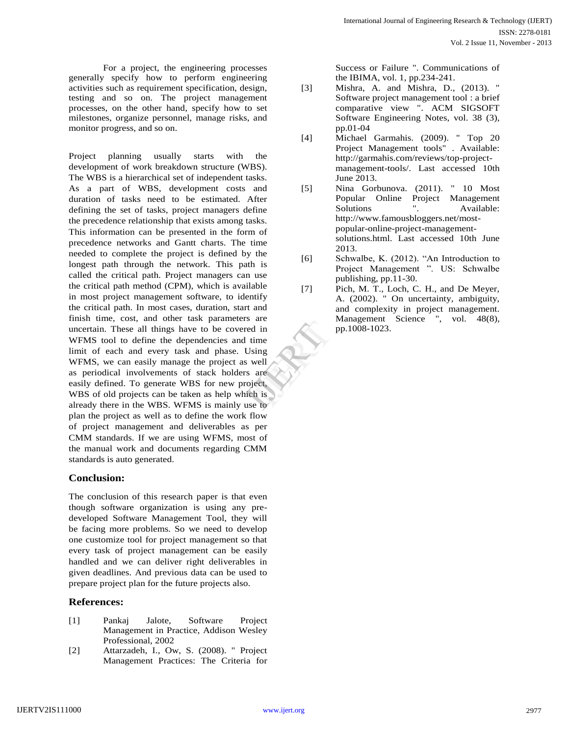For a project, the engineering processes generally specify how to perform engineering activities such as requirement specification, design, testing and so on. The project management processes, on the other hand, specify how to set milestones, organize personnel, manage risks, and monitor progress, and so on.

Project planning usually starts with the development of work breakdown structure (WBS). The WBS is a hierarchical set of independent tasks. As a part of WBS, development costs and duration of tasks need to be estimated. After defining the set of tasks, project managers define the precedence relationship that exists among tasks. This information can be presented in the form of precedence networks and Gantt charts. The time needed to complete the project is defined by the longest path through the network. This path is called the critical path. Project managers can use the critical path method (CPM), which is available in most project management software, to identify the critical path. In most cases, duration, start and finish time, cost, and other task parameters are uncertain. These all things have to be covered in WFMS tool to define the dependencies and time limit of each and every task and phase. Using WFMS, we can easily manage the project as well as periodical involvements of stack holders are easily defined. To generate WBS for new project, WBS of old projects can be taken as help which is already there in the WBS. WFMS is mainly use to plan the project as well as to define the work flow of project management and deliverables as per CMM standards. If we are using WFMS, most of the manual work and documents regarding CMM standards is auto generated.

## Conclusion:

The conclusion of this research paper is that even though software organization is using any pre-developed Software Management Tool, they will be facing more problems. So we need to develop one customize tool for project management so that every task of project management can be easily handled and we can deliver right deliverables in given deadlines. And previous data can be used to prepare project plan for the future projects also.

## References:

[1] Pankaj Jalote, Software Project Management in Practice, Addison Wesley Professional, 2002

[2] Attarzadeh, I., Ow, S. (2008). " Project Management Practices: The Criteria for Success or Failure ". Communications of the IBIMA, vol. 1, pp.234-241.

[3] Mishra, A. and Mishra, D., (2013). " Software project management tool : a brief comparative view ". ACM SIGSOFT Software Engineering Notes, vol. 38 (3), pp.01-04

[4] Michael Garmahis. (2009). " Top 20 Project Management tools" . Available: http://garmahis.com/reviews/top-project-management-tools/. Last accessed 10th June 2013.

[5] Nina Gorbunova. (2011). " 10 Most Popular Online Project Management Solutions ". Available: http://www.famousbloggers.net/most-popular-online-project-management-solutions.html. Last accessed 10th June 2013.

[6] Schwalbe, K. (2012). "An Introduction to Project Management ". US: Schwalbe publishing, pp.11-30.

[7] Pich, M. T., Loch, C. H., and De Meyer, A. (2002). " On uncertainty, ambiguity, and complexity in project management. Management Science ", vol. 48(8), pp.1008-1023.